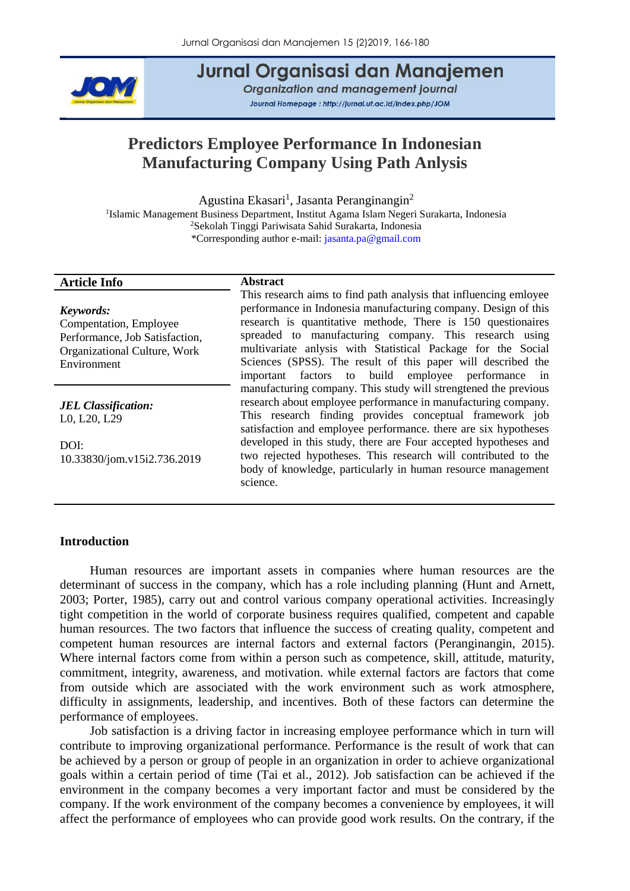# Predictors Employee Performance In Indonesian Manufacturing Company Using Path Anlysis

Agustina Ekasari[1], Jasanta Peranginangin[2]

[1]Islamic Management Business Department, Institut Agama Islam Negeri Surakarta, Indonesia
[2]Sekolah Tinggi Pariwisata Sahid Surakarta, Indonesia
*Corresponding author e-mail: jasanta.pa@gmail.com

**Article Info**

***Keywords:***
Compentation, Employee Performance, Job Satisfaction, Organizational Culture, Work Environment

***JEL Classification:***
L0, L20, L29

DOI:
10.33830/jom.v15i2.736.2019

**Abstract**

This research aims to find path analysis that influencing emloyee performance in Indonesia manufacturing company. Design of this research is quantitative methode, There is 150 questionaires spreaded to manufacturing company. This research using multivariate anlysis with Statistical Package for the Social Sciences (SPSS). The result of this paper will described the important factors to build employee performance in manufacturing company. This study will strengtened the previous research about employee performance in manufacturing company. This research finding provides conceptual framework job satisfaction and employee performance. there are six hypotheses developed in this study, there are Four accepted hypotheses and two rejected hypotheses. This research will contributed to the body of knowledge, particularly in human resource management science.

## Introduction

Human resources are important assets in companies where human resources are the determinant of success in the company, which has a role including planning (Hunt and Arnett, 2003; Porter, 1985), carry out and control various company operational activities. Increasingly tight competition in the world of corporate business requires qualified, competent and capable human resources. The two factors that influence the success of creating quality, competent and competent human resources are internal factors and external factors (Peranginangin, 2015). Where internal factors come from within a person such as competence, skill, attitude, maturity, commitment, integrity, awareness, and motivation. while external factors are factors that come from outside which are associated with the work environment such as work atmosphere, difficulty in assignments, leadership, and incentives. Both of these factors can determine the performance of employees.

Job satisfaction is a driving factor in increasing employee performance which in turn will contribute to improving organizational performance. Performance is the result of work that can be achieved by a person or group of people in an organization in order to achieve organizational goals within a certain period of time (Tai et al., 2012). Job satisfaction can be achieved if the environment in the company becomes a very important factor and must be considered by the company. If the work environment of the company becomes a convenience by employees, it will affect the performance of employees who can provide good work results. On the contrary, if the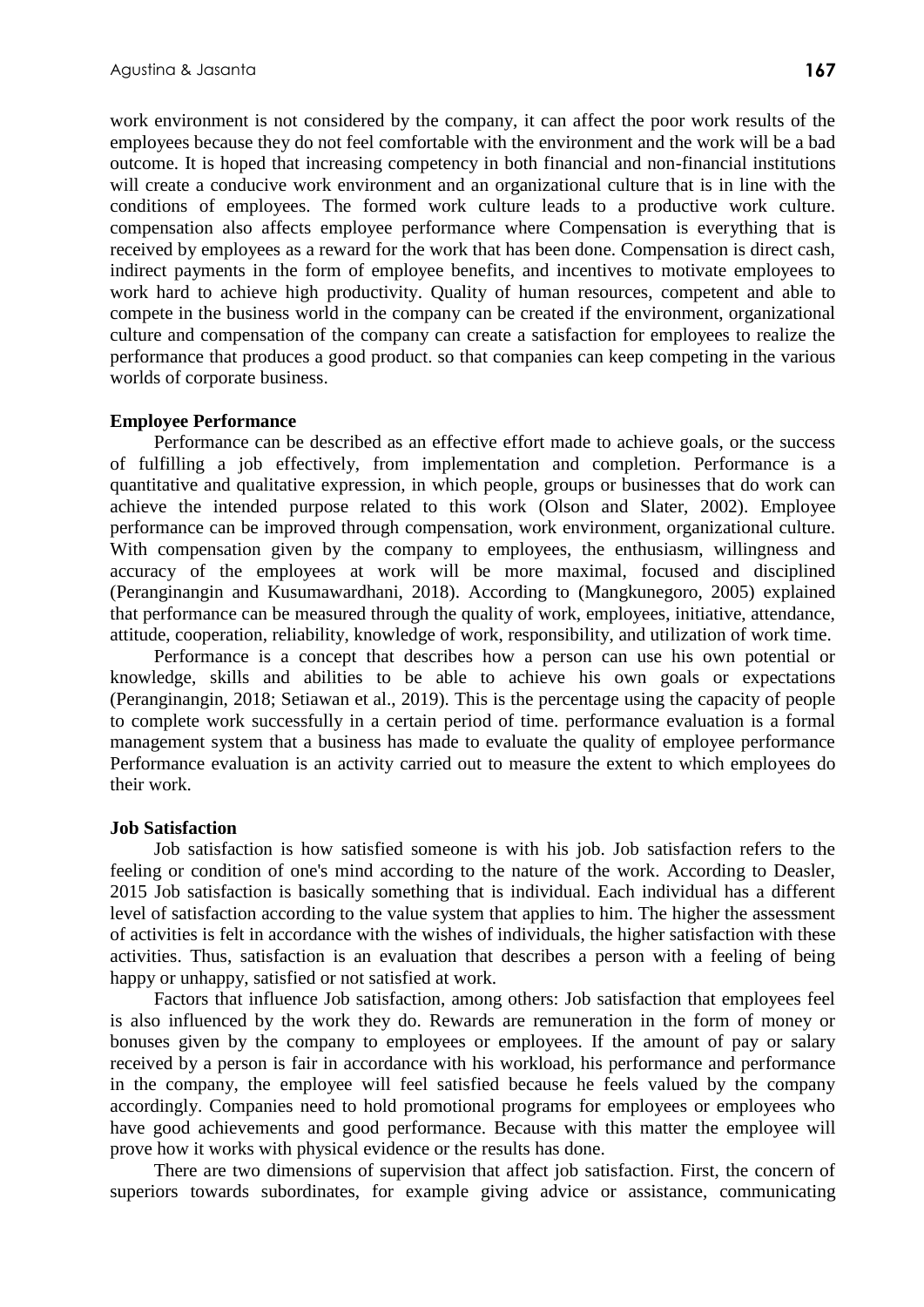work environment is not considered by the company, it can affect the poor work results of the employees because they do not feel comfortable with the environment and the work will be a bad outcome. It is hoped that increasing competency in both financial and non-financial institutions will create a conducive work environment and an organizational culture that is in line with the conditions of employees. The formed work culture leads to a productive work culture. compensation also affects employee performance where Compensation is everything that is received by employees as a reward for the work that has been done. Compensation is direct cash, indirect payments in the form of employee benefits, and incentives to motivate employees to work hard to achieve high productivity. Quality of human resources, competent and able to compete in the business world in the company can be created if the environment, organizational culture and compensation of the company can create a satisfaction for employees to realize the performance that produces a good product. so that companies can keep competing in the various worlds of corporate business.

**Employee Performance**

Performance can be described as an effective effort made to achieve goals, or the success of fulfilling a job effectively, from implementation and completion. Performance is a quantitative and qualitative expression, in which people, groups or businesses that do work can achieve the intended purpose related to this work (Olson and Slater, 2002). Employee performance can be improved through compensation, work environment, organizational culture. With compensation given by the company to employees, the enthusiasm, willingness and accuracy of the employees at work will be more maximal, focused and disciplined (Peranginangin and Kusumawardhani, 2018). According to (Mangkunegoro, 2005) explained that performance can be measured through the quality of work, employees, initiative, attendance, attitude, cooperation, reliability, knowledge of work, responsibility, and utilization of work time.

Performance is a concept that describes how a person can use his own potential or knowledge, skills and abilities to be able to achieve his own goals or expectations (Peranginangin, 2018; Setiawan et al., 2019). This is the percentage using the capacity of people to complete work successfully in a certain period of time. performance evaluation is a formal management system that a business has made to evaluate the quality of employee performance Performance evaluation is an activity carried out to measure the extent to which employees do their work.

**Job Satisfaction**

Job satisfaction is how satisfied someone is with his job. Job satisfaction refers to the feeling or condition of one's mind according to the nature of the work. According to Deasler, 2015 Job satisfaction is basically something that is individual. Each individual has a different level of satisfaction according to the value system that applies to him. The higher the assessment of activities is felt in accordance with the wishes of individuals, the higher satisfaction with these activities. Thus, satisfaction is an evaluation that describes a person with a feeling of being happy or unhappy, satisfied or not satisfied at work.

Factors that influence Job satisfaction, among others: Job satisfaction that employees feel is also influenced by the work they do. Rewards are remuneration in the form of money or bonuses given by the company to employees or employees. If the amount of pay or salary received by a person is fair in accordance with his workload, his performance and performance in the company, the employee will feel satisfied because he feels valued by the company accordingly. Companies need to hold promotional programs for employees or employees who have good achievements and good performance. Because with this matter the employee will prove how it works with physical evidence or the results has done.

There are two dimensions of supervision that affect job satisfaction. First, the concern of superiors towards subordinates, for example giving advice or assistance, communicating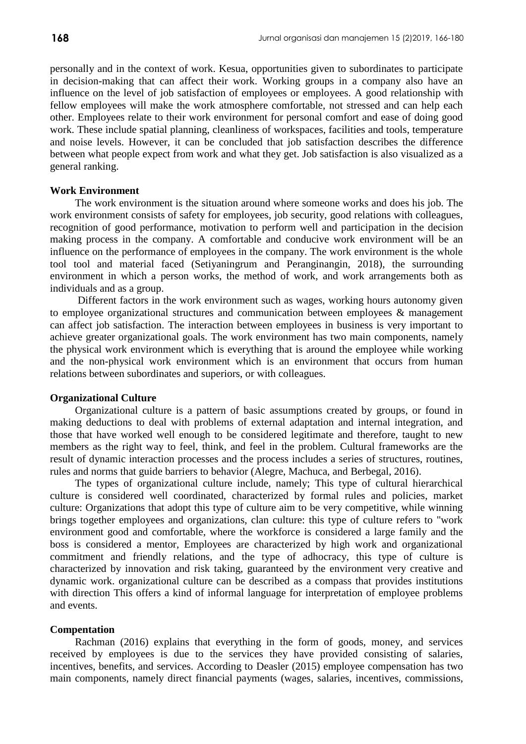personally and in the context of work. Kesua, opportunities given to subordinates to participate in decision-making that can affect their work. Working groups in a company also have an influence on the level of job satisfaction of employees or employees. A good relationship with fellow employees will make the work atmosphere comfortable, not stressed and can help each other. Employees relate to their work environment for personal comfort and ease of doing good work. These include spatial planning, cleanliness of workspaces, facilities and tools, temperature and noise levels. However, it can be concluded that job satisfaction describes the difference between what people expect from work and what they get. Job satisfaction is also visualized as a general ranking.

**Work Environment**

The work environment is the situation around where someone works and does his job. The work environment consists of safety for employees, job security, good relations with colleagues, recognition of good performance, motivation to perform well and participation in the decision making process in the company. A comfortable and conducive work environment will be an influence on the performance of employees in the company. The work environment is the whole tool tool and material faced (Setiyaningrum and Peranginangin, 2018), the surrounding environment in which a person works, the method of work, and work arrangements both as individuals and as a group.

Different factors in the work environment such as wages, working hours autonomy given to employee organizational structures and communication between employees & management can affect job satisfaction. The interaction between employees in business is very important to achieve greater organizational goals. The work environment has two main components, namely the physical work environment which is everything that is around the employee while working and the non-physical work environment which is an environment that occurs from human relations between subordinates and superiors, or with colleagues.

**Organizational Culture**

Organizational culture is a pattern of basic assumptions created by groups, or found in making deductions to deal with problems of external adaptation and internal integration, and those that have worked well enough to be considered legitimate and therefore, taught to new members as the right way to feel, think, and feel in the problem. Cultural frameworks are the result of dynamic interaction processes and the process includes a series of structures, routines, rules and norms that guide barriers to behavior (Alegre, Machuca, and Berbegal, 2016).

The types of organizational culture include, namely; This type of cultural hierarchical culture is considered well coordinated, characterized by formal rules and policies, market culture: Organizations that adopt this type of culture aim to be very competitive, while winning brings together employees and organizations, clan culture: this type of culture refers to "work environment good and comfortable, where the workforce is considered a large family and the boss is considered a mentor, Employees are characterized by high work and organizational commitment and friendly relations, and the type of adhocracy, this type of culture is characterized by innovation and risk taking, guaranteed by the environment very creative and dynamic work. organizational culture can be described as a compass that provides institutions with direction This offers a kind of informal language for interpretation of employee problems and events.

**Compentation**

Rachman (2016) explains that everything in the form of goods, money, and services received by employees is due to the services they have provided consisting of salaries, incentives, benefits, and services. According to Deasler (2015) employee compensation has two main components, namely direct financial payments (wages, salaries, incentives, commissions,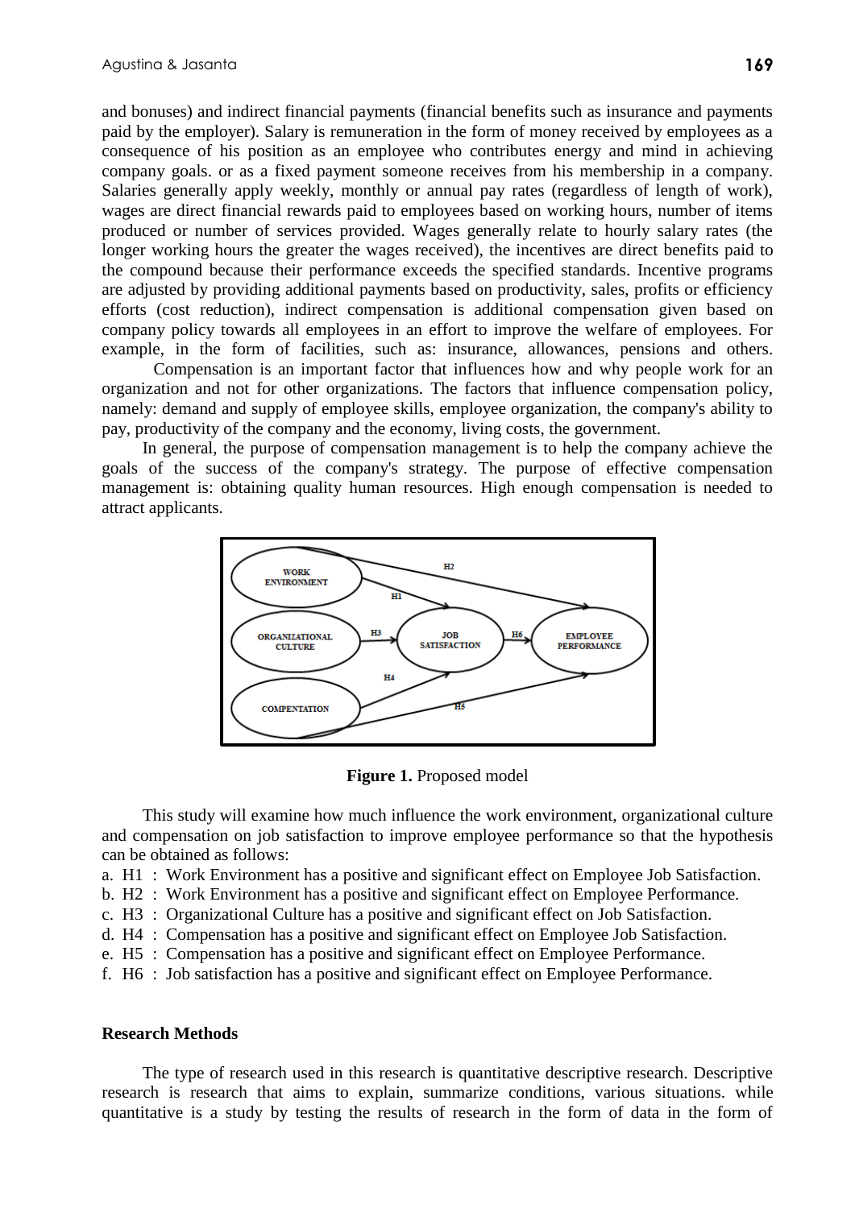and bonuses) and indirect financial payments (financial benefits such as insurance and payments paid by the employer). Salary is remuneration in the form of money received by employees as a consequence of his position as an employee who contributes energy and mind in achieving company goals. or as a fixed payment someone receives from his membership in a company. Salaries generally apply weekly, monthly or annual pay rates (regardless of length of work), wages are direct financial rewards paid to employees based on working hours, number of items produced or number of services provided. Wages generally relate to hourly salary rates (the longer working hours the greater the wages received), the incentives are direct benefits paid to the compound because their performance exceeds the specified standards. Incentive programs are adjusted by providing additional payments based on productivity, sales, profits or efficiency efforts (cost reduction), indirect compensation is additional compensation given based on company policy towards all employees in an effort to improve the welfare of employees. For example, in the form of facilities, such as: insurance, allowances, pensions and others. Compensation is an important factor that influences how and why people work for an organization and not for other organizations. The factors that influence compensation policy, namely: demand and supply of employee skills, employee organization, the company's ability to pay, productivity of the company and the economy, living costs, the government.

In general, the purpose of compensation management is to help the company achieve the goals of the success of the company's strategy. The purpose of effective compensation management is: obtaining quality human resources. High enough compensation is needed to attract applicants.

**Figure 1.** Proposed model

This study will examine how much influence the work environment, organizational culture and compensation on job satisfaction to improve employee performance so that the hypothesis can be obtained as follows:

a. H1 : Work Environment has a positive and significant effect on Employee Job Satisfaction.
b. H2 : Work Environment has a positive and significant effect on Employee Performance.
c. H3 : Organizational Culture has a positive and significant effect on Job Satisfaction.
d. H4 : Compensation has a positive and significant effect on Employee Job Satisfaction.
e. H5 : Compensation has a positive and significant effect on Employee Performance.
f. H6 : Job satisfaction has a positive and significant effect on Employee Performance.

## Research Methods

The type of research used in this research is quantitative descriptive research. Descriptive research is research that aims to explain, summarize conditions, various situations. while quantitative is a study by testing the results of research in the form of data in the form of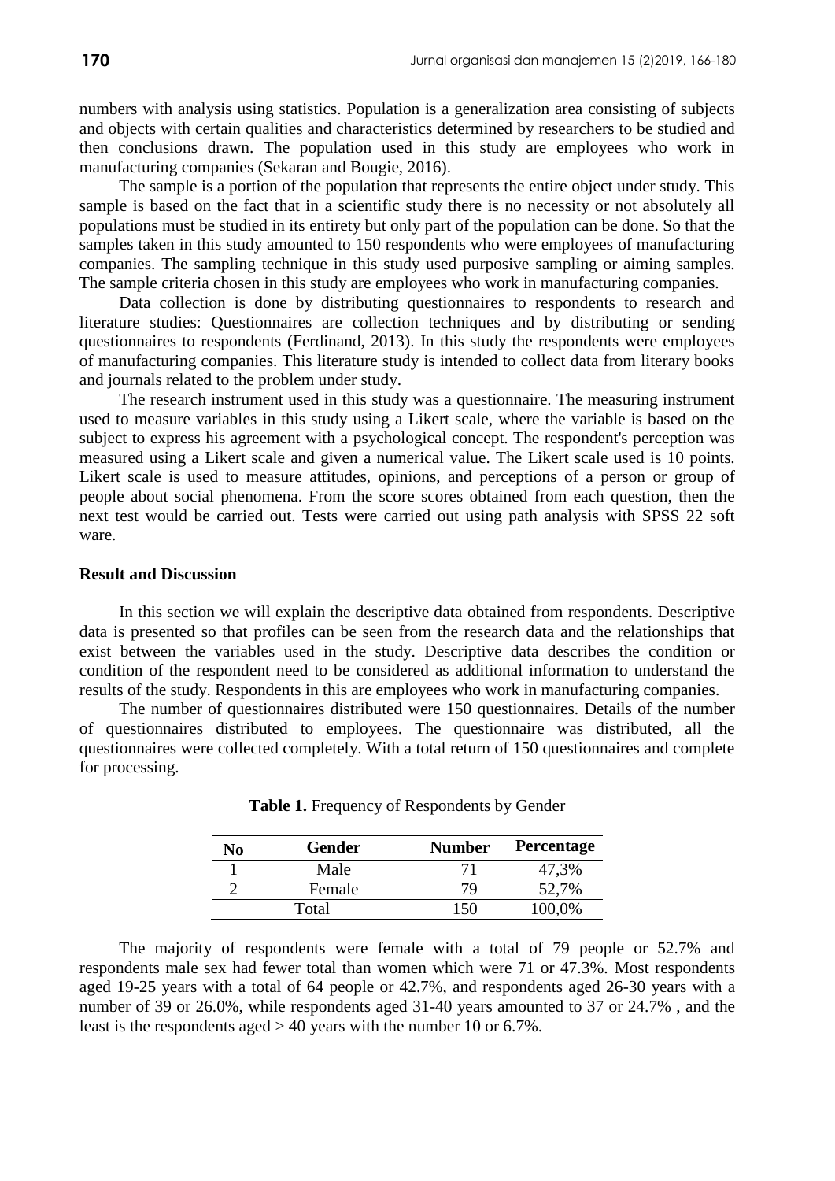numbers with analysis using statistics. Population is a generalization area consisting of subjects and objects with certain qualities and characteristics determined by researchers to be studied and then conclusions drawn. The population used in this study are employees who work in manufacturing companies (Sekaran and Bougie, 2016).

The sample is a portion of the population that represents the entire object under study. This sample is based on the fact that in a scientific study there is no necessity or not absolutely all populations must be studied in its entirety but only part of the population can be done. So that the samples taken in this study amounted to 150 respondents who were employees of manufacturing companies. The sampling technique in this study used purposive sampling or aiming samples. The sample criteria chosen in this study are employees who work in manufacturing companies.

Data collection is done by distributing questionnaires to respondents to research and literature studies: Questionnaires are collection techniques and by distributing or sending questionnaires to respondents (Ferdinand, 2013). In this study the respondents were employees of manufacturing companies. This literature study is intended to collect data from literary books and journals related to the problem under study.

The research instrument used in this study was a questionnaire. The measuring instrument used to measure variables in this study using a Likert scale, where the variable is based on the subject to express his agreement with a psychological concept. The respondent's perception was measured using a Likert scale and given a numerical value. The Likert scale used is 10 points. Likert scale is used to measure attitudes, opinions, and perceptions of a person or group of people about social phenomena. From the score scores obtained from each question, then the next test would be carried out. Tests were carried out using path analysis with SPSS 22 soft ware.

## Result and Discussion

In this section we will explain the descriptive data obtained from respondents. Descriptive data is presented so that profiles can be seen from the research data and the relationships that exist between the variables used in the study. Descriptive data describes the condition or condition of the respondent need to be considered as additional information to understand the results of the study. Respondents in this are employees who work in manufacturing companies.

The number of questionnaires distributed were 150 questionnaires. Details of the number of questionnaires distributed to employees. The questionnaire was distributed, all the questionnaires were collected completely. With a total return of 150 questionnaires and complete for processing.

**Table 1.** Frequency of Respondents by Gender

| No | Gender | Number | Percentage |
|---|---|---|---|
| 1 | Male | 71 | 47,3% |
| 2 | Female | 79 | 52,7% |
| | Total | 150 | 100,0% |

The majority of respondents were female with a total of 79 people or 52.7% and respondents male sex had fewer total than women which were 71 or 47.3%. Most respondents aged 19-25 years with a total of 64 people or 42.7%, and respondents aged 26-30 years with a number of 39 or 26.0%, while respondents aged 31-40 years amounted to 37 or 24.7% , and the least is the respondents aged > 40 years with the number 10 or 6.7%.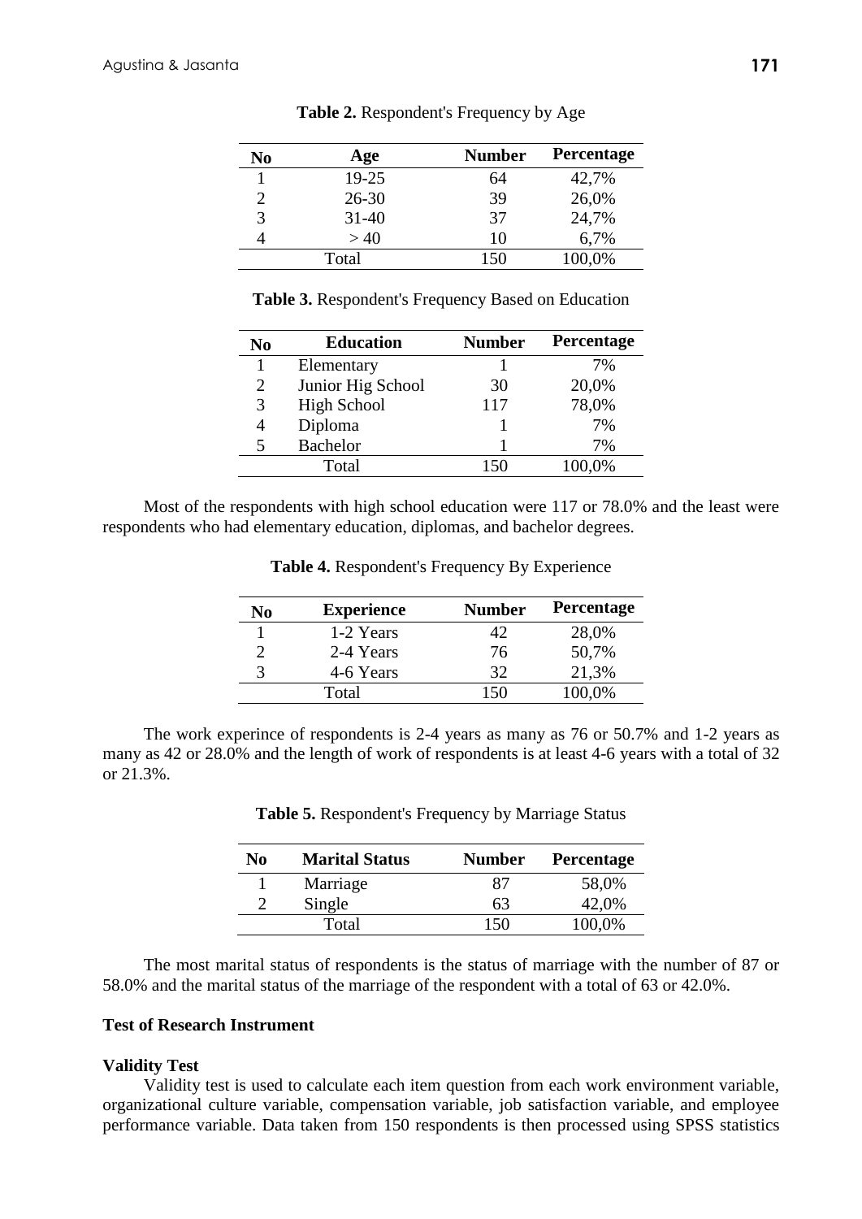**Table 2.** Respondent's Frequency by Age

| No | Age | Number | Percentage |
|---|---|---|---|
| 1 | 19-25 | 64 | 42,7% |
| 2 | 26-30 | 39 | 26,0% |
| 3 | 31-40 | 37 | 24,7% |
| 4 | > 40 | 10 | 6,7% |
| | Total | 150 | 100,0% |

**Table 3.** Respondent's Frequency Based on Education

| No | Education | Number | Percentage |
|---|---|---|---|
| 1 | Elementary | 1 | 7% |
| 2 | Junior Hig School | 30 | 20,0% |
| 3 | High School | 117 | 78,0% |
| 4 | Diploma | 1 | 7% |
| 5 | Bachelor | 1 | 7% |
| | Total | 150 | 100,0% |

Most of the respondents with high school education were 117 or 78.0% and the least were respondents who had elementary education, diplomas, and bachelor degrees.

**Table 4.** Respondent's Frequency By Experience

| No | Experience | Number | Percentage |
|---|---|---|---|
| 1 | 1-2 Years | 42 | 28,0% |
| 2 | 2-4 Years | 76 | 50,7% |
| 3 | 4-6 Years | 32 | 21,3% |
| | Total | 150 | 100,0% |

The work experince of respondents is 2-4 years as many as 76 or 50.7% and 1-2 years as many as 42 or 28.0% and the length of work of respondents is at least 4-6 years with a total of 32 or 21.3%.

**Table 5.** Respondent's Frequency by Marriage Status

| No | Marital Status | Number | Percentage |
|---|---|---|---|
| 1 | Marriage | 87 | 58,0% |
| 2 | Single | 63 | 42,0% |
| | Total | 150 | 100,0% |

The most marital status of respondents is the status of marriage with the number of 87 or 58.0% and the marital status of the marriage of the respondent with a total of 63 or 42.0%.

**Test of Research Instrument**

**Validity Test**

Validity test is used to calculate each item question from each work environment variable, organizational culture variable, compensation variable, job satisfaction variable, and employee performance variable. Data taken from 150 respondents is then processed using SPSS statistics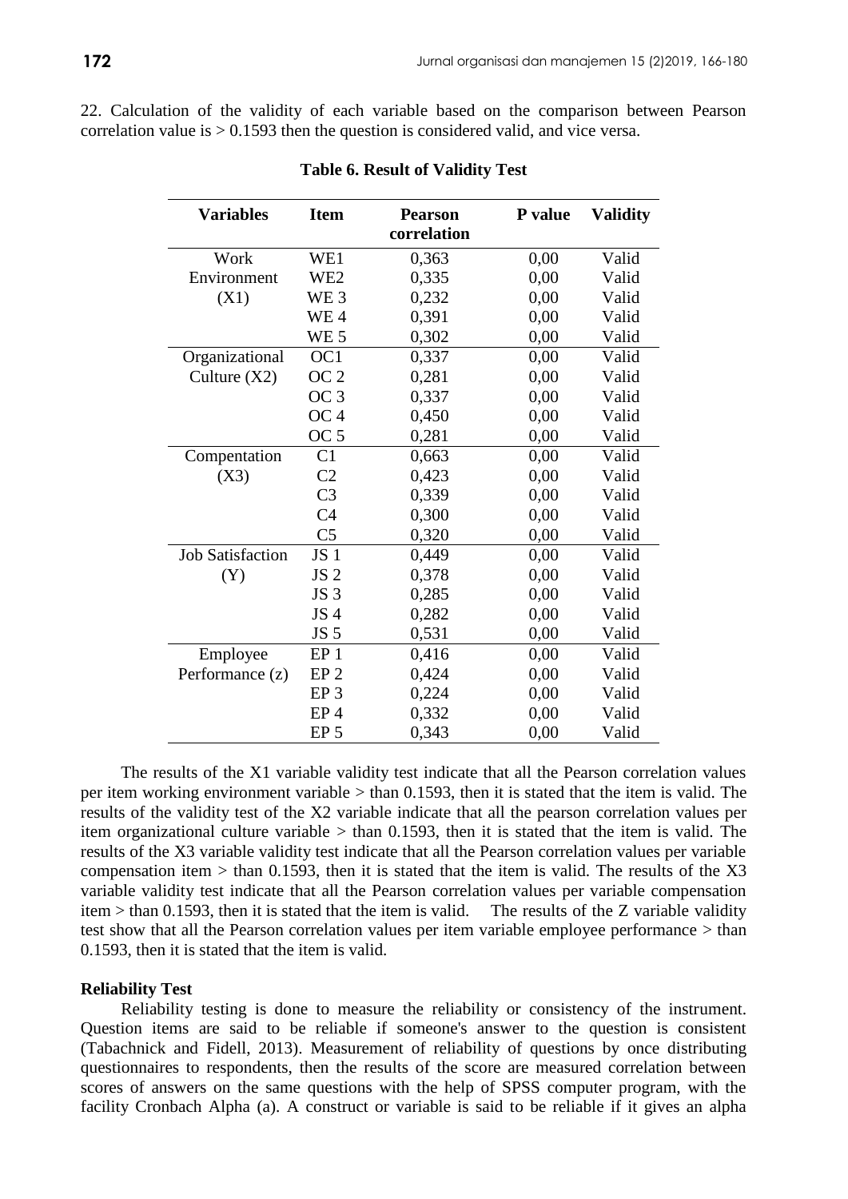22. Calculation of the validity of each variable based on the comparison between Pearson correlation value is > 0.1593 then the question is considered valid, and vice versa.

**Table 6. Result of Validity Test**

| Variables | Item | Pearson correlation | P value | Validity |
|---|---|---|---|---|
| Work Environment (X1) | WE1 | 0,363 | 0,00 | Valid |
| | WE2 | 0,335 | 0,00 | Valid |
| | WE 3 | 0,232 | 0,00 | Valid |
| | WE 4 | 0,391 | 0,00 | Valid |
| | WE 5 | 0,302 | 0,00 | Valid |
| Organizational Culture (X2) | OC1 | 0,337 | 0,00 | Valid |
| | OC 2 | 0,281 | 0,00 | Valid |
| | OC 3 | 0,337 | 0,00 | Valid |
| | OC 4 | 0,450 | 0,00 | Valid |
| | OC 5 | 0,281 | 0,00 | Valid |
| Compentation (X3) | C1 | 0,663 | 0,00 | Valid |
| | C2 | 0,423 | 0,00 | Valid |
| | C3 | 0,339 | 0,00 | Valid |
| | C4 | 0,300 | 0,00 | Valid |
| | C5 | 0,320 | 0,00 | Valid |
| Job Satisfaction (Y) | JS 1 | 0,449 | 0,00 | Valid |
| | JS 2 | 0,378 | 0,00 | Valid |
| | JS 3 | 0,285 | 0,00 | Valid |
| | JS 4 | 0,282 | 0,00 | Valid |
| | JS 5 | 0,531 | 0,00 | Valid |
| Employee Performance (z) | EP 1 | 0,416 | 0,00 | Valid |
| | EP 2 | 0,424 | 0,00 | Valid |
| | EP 3 | 0,224 | 0,00 | Valid |
| | EP 4 | 0,332 | 0,00 | Valid |
| | EP 5 | 0,343 | 0,00 | Valid |

The results of the X1 variable validity test indicate that all the Pearson correlation values per item working environment variable > than 0.1593, then it is stated that the item is valid. The results of the validity test of the X2 variable indicate that all the pearson correlation values per item organizational culture variable > than 0.1593, then it is stated that the item is valid. The results of the X3 variable validity test indicate that all the Pearson correlation values per variable compensation item > than 0.1593, then it is stated that the item is valid. The results of the X3 variable validity test indicate that all the Pearson correlation values per variable compensation item > than 0.1593, then it is stated that the item is valid. The results of the Z variable validity test show that all the Pearson correlation values per item variable employee performance > than 0.1593, then it is stated that the item is valid.

**Reliability Test**

Reliability testing is done to measure the reliability or consistency of the instrument. Question items are said to be reliable if someone's answer to the question is consistent (Tabachnick and Fidell, 2013). Measurement of reliability of questions by once distributing questionnaires to respondents, then the results of the score are measured correlation between scores of answers on the same questions with the help of SPSS computer program, with the facility Cronbach Alpha (a). A construct or variable is said to be reliable if it gives an alpha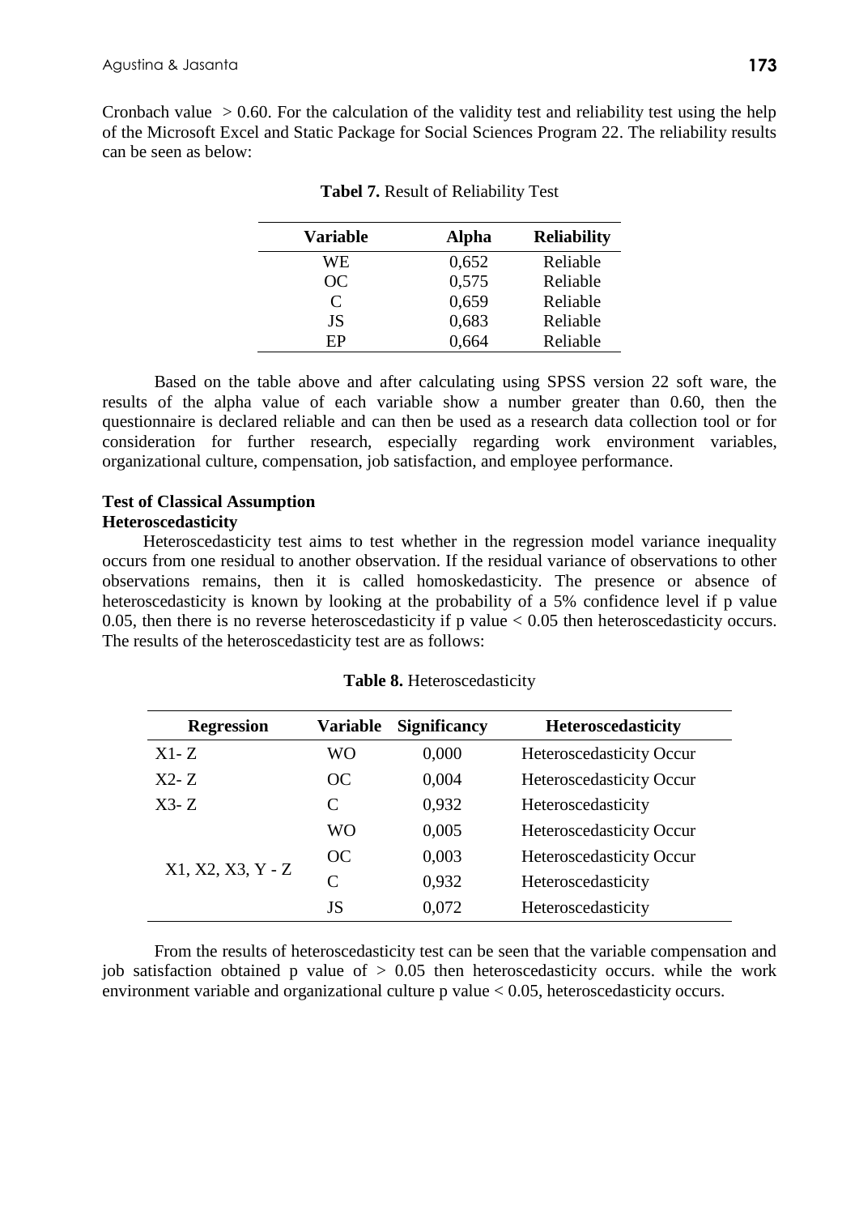Cronbach value $> 0.60$. For the calculation of the validity test and reliability test using the help of the Microsoft Excel and Static Package for Social Sciences Program 22. The reliability results can be seen as below:

**Tabel 7.** Result of Reliability Test

| Variable | Alpha | Reliability |
|---|---|---|
| WE | 0,652 | Reliable |
| OC | 0,575 | Reliable |
| C | 0,659 | Reliable |
| JS | 0,683 | Reliable |
| EP | 0,664 | Reliable |

Based on the table above and after calculating using SPSS version 22 soft ware, the results of the alpha value of each variable show a number greater than 0.60, then the questionnaire is declared reliable and can then be used as a research data collection tool or for consideration for further research, especially regarding work environment variables, organizational culture, compensation, job satisfaction, and employee performance.

**Test of Classical Assumption**

**Heteroscedasticity**

Heteroscedasticity test aims to test whether in the regression model variance inequality occurs from one residual to another observation. If the residual variance of observations to other observations remains, then it is called homoskedasticity. The presence or absence of heteroscedasticity is known by looking at the probability of a 5% confidence level if p value 0.05, then there is no reverse heteroscedasticity if p value $< 0.05$ then heteroscedasticity occurs. The results of the heteroscedasticity test are as follows:

**Table 8.** Heteroscedasticity

| Regression | Variable | Significancy | Heteroscedasticity |
|---|---|---|---|
| X1- Z | WO | 0,000 | Heteroscedasticity Occur |
| X2- Z | OC | 0,004 | Heteroscedasticity Occur |
| X3- Z | C | 0,932 | Heteroscedasticity |
| X1, X2, X3, Y - Z | WO | 0,005 | Heteroscedasticity Occur |
| | OC | 0,003 | Heteroscedasticity Occur |
| | C | 0,932 | Heteroscedasticity |
| | JS | 0,072 | Heteroscedasticity |

From the results of heteroscedasticity test can be seen that the variable compensation and job satisfaction obtained p value of $> 0.05$ then heteroscedasticity occurs. while the work environment variable and organizational culture p value $< 0.05$, heteroscedasticity occurs.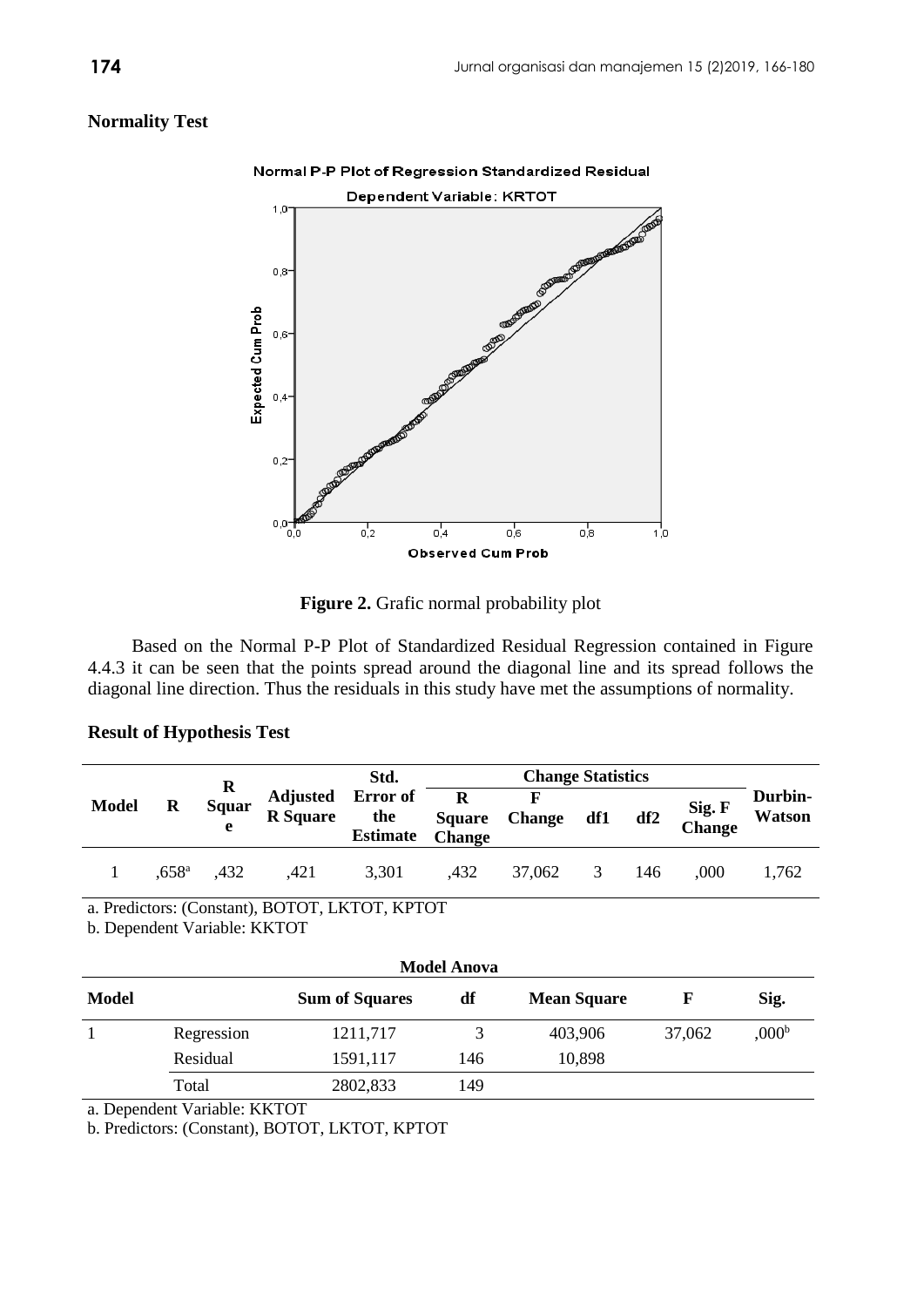**Normality Test**

**Figure 2.** Grafic normal probability plot

Based on the Normal P-P Plot of Standardized Residual Regression contained in Figure 4.4.3 it can be seen that the points spread around the diagonal line and its spread follows the diagonal line direction. Thus the residuals in this study have met the assumptions of normality.

**Result of Hypothesis Test**

| Model | R | R Square | Adjusted R Square | Std. Error of the Estimate | Change Statistics | | | | | Durbin-Watson |
|---|---|---|---|---|---|---|---|---|---|---|
| | | | | | R Square Change | F Change | df1 | df2 | Sig. F Change | |
| 1 | ,658[a] | ,432 | ,421 | 3,301 | ,432 | 37,062 | 3 | 146 | ,000 | 1,762 |

a. Predictors: (Constant), BOTOT, LKTOT, KPTOT

b. Dependent Variable: KKTOT

**Model Anova**

| Model | | Sum of Squares | df | Mean Square | F | Sig. |
|---|---|---|---|---|---|---|
| 1 | Regression | 1211,717 | 3 | 403,906 | 37,062 | ,000[b] |
| | Residual | 1591,117 | 146 | 10,898 | | |
| | Total | 2802,833 | 149 | | | |

a. Dependent Variable: KKTOT

b. Predictors: (Constant), BOTOT, LKTOT, KPTOT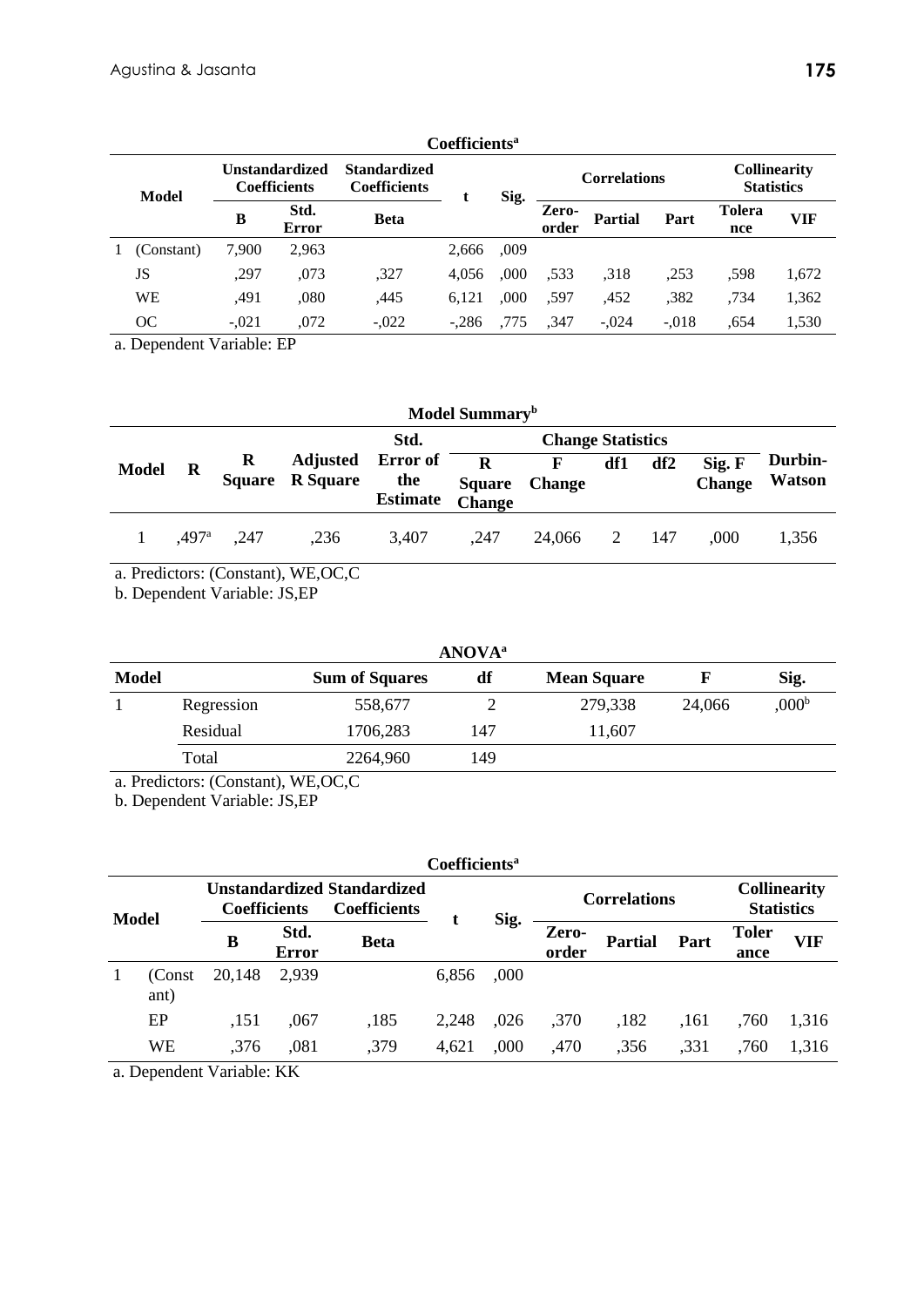**Coefficients[a]**

| Model | | Unstandardized Coefficients | | Standardized Coefficients | t | Sig. | Correlations | | | Collinearity Statistics | |
|---|---|---|---|---|---|---|---|---|---|---|---|
| | | B | Std. Error | Beta | | | Zero-order | Partial | Part | Tolerance | VIF |
| 1 | (Constant) | 7,900 | 2,963 | | 2,666 | ,009 | | | | | |
| | JS | ,297 | ,073 | ,327 | 4,056 | ,000 | ,533 | ,318 | ,253 | ,598 | 1,672 |
| | WE | ,491 | ,080 | ,445 | 6,121 | ,000 | ,597 | ,452 | ,382 | ,734 | 1,362 |
| | OC | -,021 | ,072 | -,022 | -,286 | ,775 | ,347 | -,024 | -,018 | ,654 | 1,530 |

a. Dependent Variable: EP

**Model Summary[b]**

| Model | R | R Square | Adjusted R Square | Std. Error of the Estimate | Change Statistics | | | | | Durbin-Watson |
|---|---|---|---|---|---|---|---|---|---|---|
| | | | | | R Square Change | F Change | df1 | df2 | Sig. F Change | |
| 1 | ,497[a] | ,247 | ,236 | 3,407 | ,247 | 24,066 | 2 | 147 | ,000 | 1,356 |

a. Predictors: (Constant), WE,OC,C

b. Dependent Variable: JS,EP

**ANOVA[a]**

| Model | | Sum of Squares | df | Mean Square | F | Sig. |
|---|---|---|---|---|---|---|
| 1 | Regression | 558,677 | 2 | 279,338 | 24,066 | ,000[b] |
| | Residual | 1706,283 | 147 | 11,607 | | |
| | Total | 2264,960 | 149 | | | |

a. Predictors: (Constant), WE,OC,C

b. Dependent Variable: JS,EP

**Coefficients[a]**

| Model | | Unstandardized Coefficients | | Standardized Coefficients | t | Sig. | Correlations | | | Collinearity Statistics | |
|---|---|---|---|---|---|---|---|---|---|---|---|
| | | B | Std. Error | Beta | | | Zero-order | Partial | Part | Tolerance | VIF |
| 1 | (Constant) | 20,148 | 2,939 | | 6,856 | ,000 | | | | | |
| | EP | ,151 | ,067 | ,185 | 2,248 | ,026 | ,370 | ,182 | ,161 | ,760 | 1,316 |
| | WE | ,376 | ,081 | ,379 | 4,621 | ,000 | ,470 | ,356 | ,331 | ,760 | 1,316 |

a. Dependent Variable: KK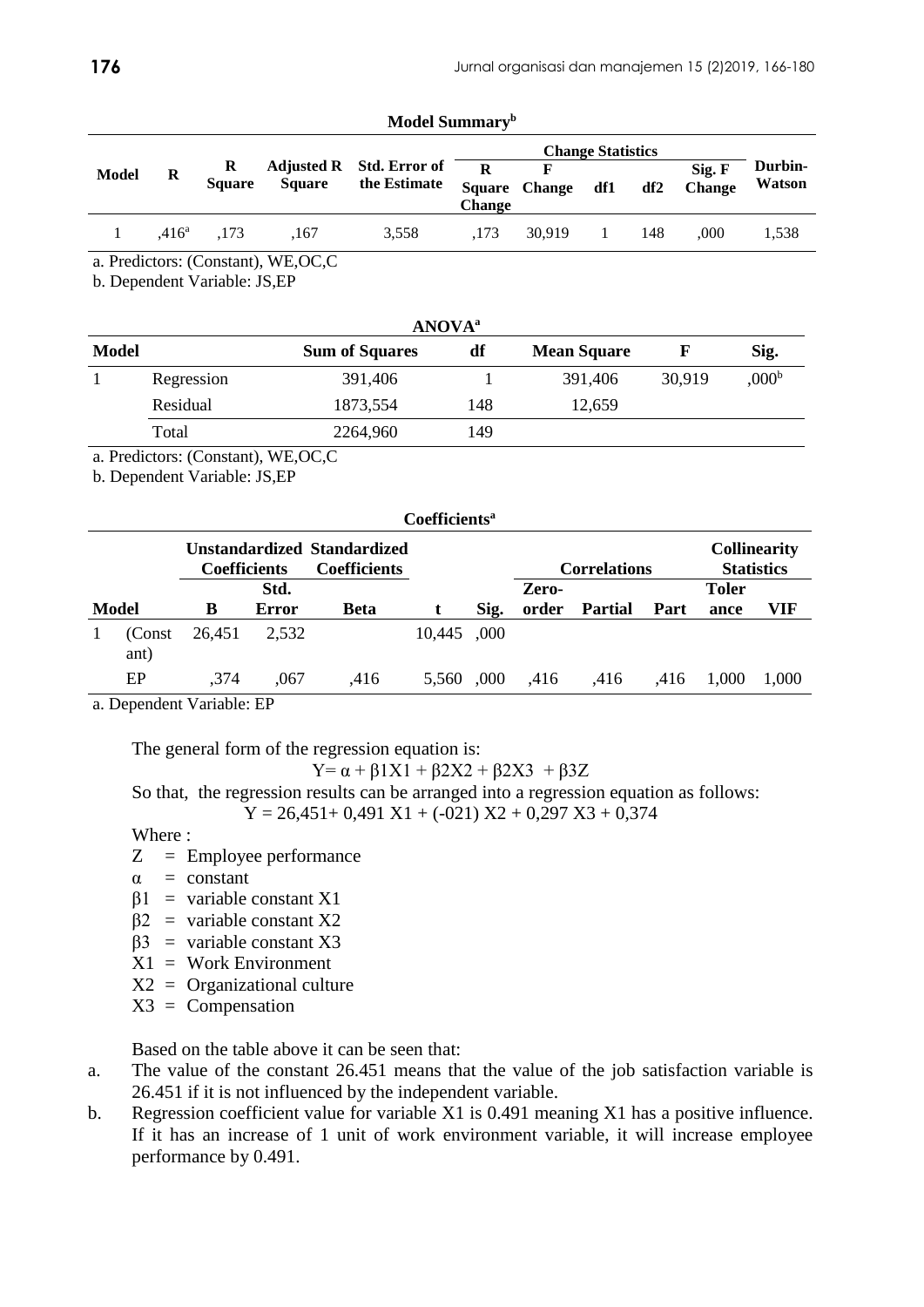**Model Summary[b]**

| Model | R | R Square | Adjusted R Square | Std. Error of the Estimate | Change Statistics | | | | | Durbin-Watson |
|---|---|---|---|---|---|---|---|---|---|---|
| | | | | | R Square Change | F Change | df1 | df2 | Sig. F Change | |
| 1 | ,416[a] | ,173 | ,167 | 3,558 | ,173 | 30,919 | 1 | 148 | ,000 | 1,538 |

a. Predictors: (Constant), WE,OC,C

b. Dependent Variable: JS,EP

**ANOVA[a]**

| Model | | Sum of Squares | df | Mean Square | F | Sig. |
|---|---|---|---|---|---|---|
| 1 | Regression | 391,406 | 1 | 391,406 | 30,919 | ,000[b] |
| | Residual | 1873,554 | 148 | 12,659 | | |
| | Total | 2264,960 | 149 | | | |

a. Predictors: (Constant), WE,OC,C

b. Dependent Variable: JS,EP

**Coefficients[a]**

| Model | | Unstandardized Coefficients | | Standardized Coefficients | t | Sig. | Correlations | | | Collinearity Statistics | |
|---|---|---|---|---|---|---|---|---|---|---|---|
| | | B | Std. Error | Beta | | | Zero-order | Partial | Part | Tolerance | VIF |
| 1 | (Constant) | 26,451 | 2,532 | | 10,445 | ,000 | | | | | |
| | EP | ,374 | ,067 | ,416 | 5,560 | ,000 | ,416 | ,416 | ,416 | 1,000 | 1,000 |

a. Dependent Variable: EP

The general form of the regression equation is:

$$Y = \alpha + \beta 1X1 + \beta 2X2 + \beta 2X3 + \beta 3Z$$

So that, the regression results can be arranged into a regression equation as follows:

$$Y = 26{,}451 + 0{,}491\ X1 + (-021)\ X2 + 0{,}297\ X3 + 0{,}374$$

Where :

- Z = Employee performance
- α = constant
- β1 = variable constant X1
- β2 = variable constant X2
- β3 = variable constant X3
- X1 = Work Environment
- X2 = Organizational culture
- X3 = Compensation

Based on the table above it can be seen that:

a. The value of the constant 26.451 means that the value of the job satisfaction variable is 26.451 if it is not influenced by the independent variable.

b. Regression coefficient value for variable X1 is 0.491 meaning X1 has a positive influence. If it has an increase of 1 unit of work environment variable, it will increase employee performance by 0.491.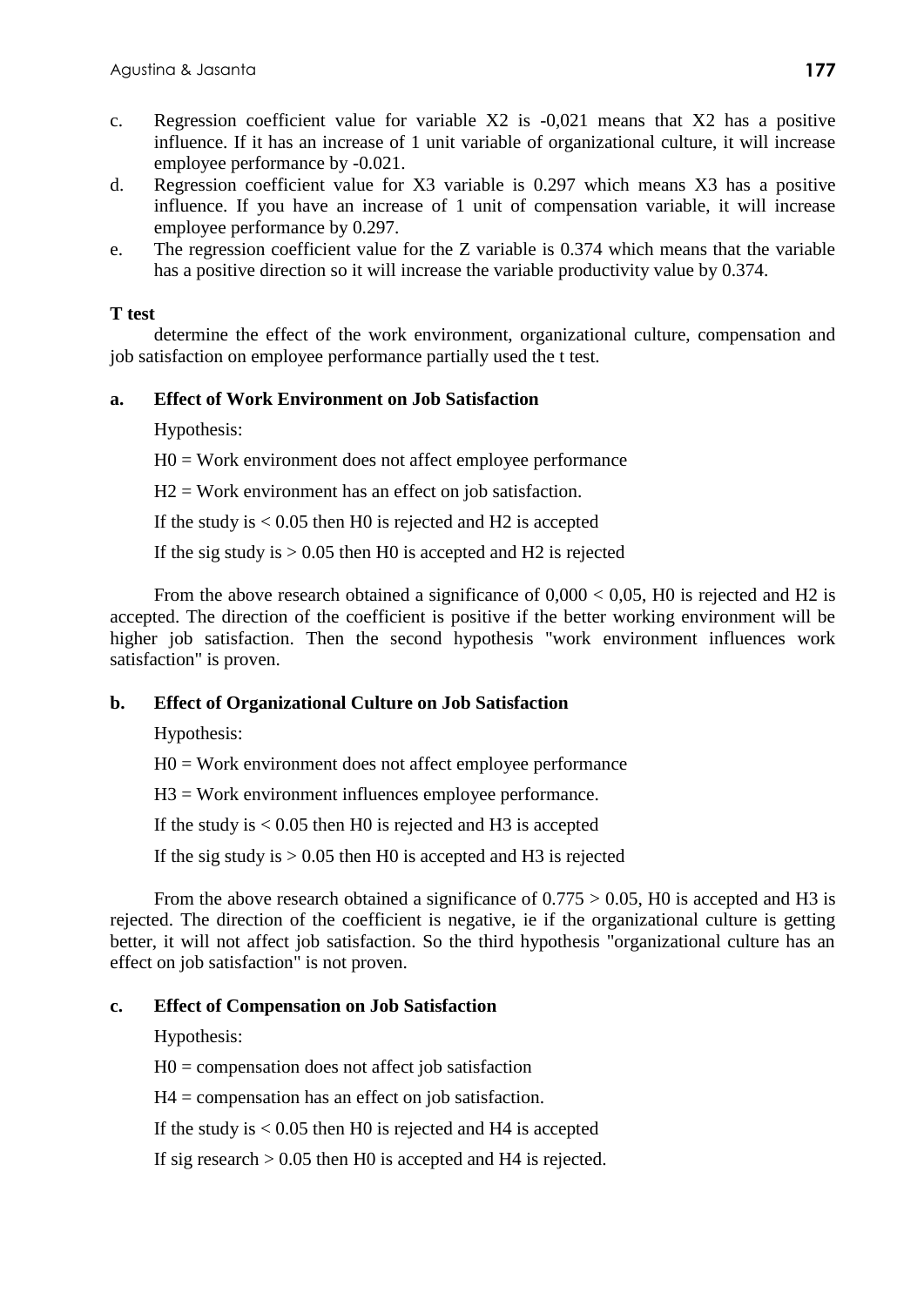c. Regression coefficient value for variable X2 is -0,021 means that X2 has a positive influence. If it has an increase of 1 unit variable of organizational culture, it will increase employee performance by -0.021.
d. Regression coefficient value for X3 variable is 0.297 which means X3 has a positive influence. If you have an increase of 1 unit of compensation variable, it will increase employee performance by 0.297.
e. The regression coefficient value for the Z variable is 0.374 which means that the variable has a positive direction so it will increase the variable productivity value by 0.374.

**T test**

determine the effect of the work environment, organizational culture, compensation and job satisfaction on employee performance partially used the t test.

**a. Effect of Work Environment on Job Satisfaction**

Hypothesis:

H0 = Work environment does not affect employee performance

H2 = Work environment has an effect on job satisfaction.

If the study is < 0.05 then H0 is rejected and H2 is accepted

If the sig study is > 0.05 then H0 is accepted and H2 is rejected

From the above research obtained a significance of 0,000 < 0,05, H0 is rejected and H2 is accepted. The direction of the coefficient is positive if the better working environment will be higher job satisfaction. Then the second hypothesis "work environment influences work satisfaction" is proven.

**b. Effect of Organizational Culture on Job Satisfaction**

Hypothesis:

H0 = Work environment does not affect employee performance

H3 = Work environment influences employee performance.

If the study is < 0.05 then H0 is rejected and H3 is accepted

If the sig study is > 0.05 then H0 is accepted and H3 is rejected

From the above research obtained a significance of 0.775 > 0.05, H0 is accepted and H3 is rejected. The direction of the coefficient is negative, ie if the organizational culture is getting better, it will not affect job satisfaction. So the third hypothesis "organizational culture has an effect on job satisfaction" is not proven.

**c. Effect of Compensation on Job Satisfaction**

Hypothesis:

H0 = compensation does not affect job satisfaction

H4 = compensation has an effect on job satisfaction.

If the study is < 0.05 then H0 is rejected and H4 is accepted

If sig research > 0.05 then H0 is accepted and H4 is rejected.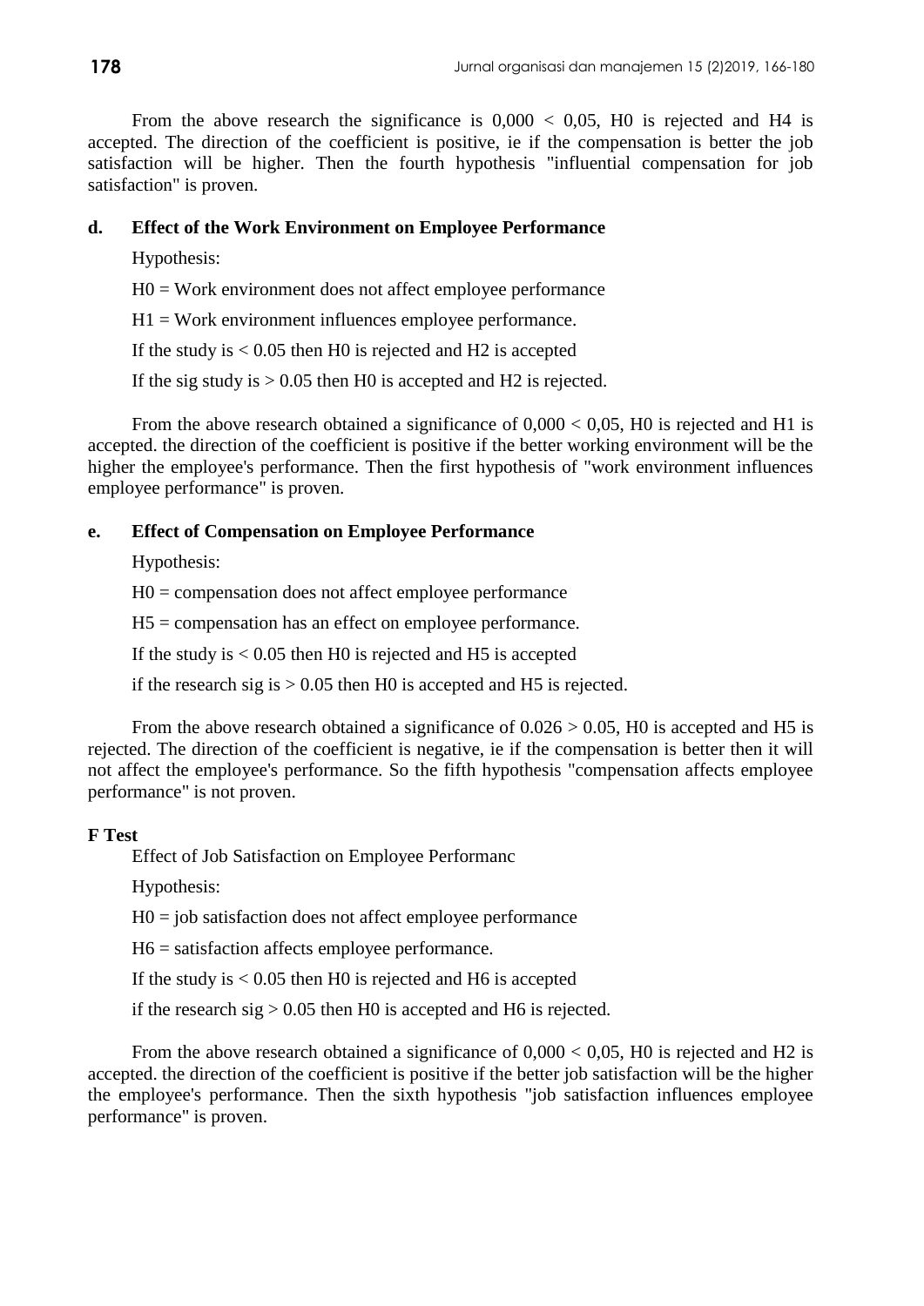From the above research the significance is 0,000 < 0,05, H0 is rejected and H4 is accepted. The direction of the coefficient is positive, ie if the compensation is better the job satisfaction will be higher. Then the fourth hypothesis "influential compensation for job satisfaction" is proven.

**d. Effect of the Work Environment on Employee Performance**

Hypothesis:

H0 = Work environment does not affect employee performance

H1 = Work environment influences employee performance.

If the study is < 0.05 then H0 is rejected and H2 is accepted

If the sig study is > 0.05 then H0 is accepted and H2 is rejected.

From the above research obtained a significance of 0,000 < 0,05, H0 is rejected and H1 is accepted. the direction of the coefficient is positive if the better working environment will be the higher the employee's performance. Then the first hypothesis of "work environment influences employee performance" is proven.

**e. Effect of Compensation on Employee Performance**

Hypothesis:

H0 = compensation does not affect employee performance

H5 = compensation has an effect on employee performance.

If the study is < 0.05 then H0 is rejected and H5 is accepted

if the research sig is > 0.05 then H0 is accepted and H5 is rejected.

From the above research obtained a significance of 0.026 > 0.05, H0 is accepted and H5 is rejected. The direction of the coefficient is negative, ie if the compensation is better then it will not affect the employee's performance. So the fifth hypothesis "compensation affects employee performance" is not proven.

**F Test**

Effect of Job Satisfaction on Employee Performanc

Hypothesis:

H0 = job satisfaction does not affect employee performance

H6 = satisfaction affects employee performance.

If the study is < 0.05 then H0 is rejected and H6 is accepted

if the research sig > 0.05 then H0 is accepted and H6 is rejected.

From the above research obtained a significance of 0,000 < 0,05, H0 is rejected and H2 is accepted. the direction of the coefficient is positive if the better job satisfaction will be the higher the employee's performance. Then the sixth hypothesis "job satisfaction influences employee performance" is proven.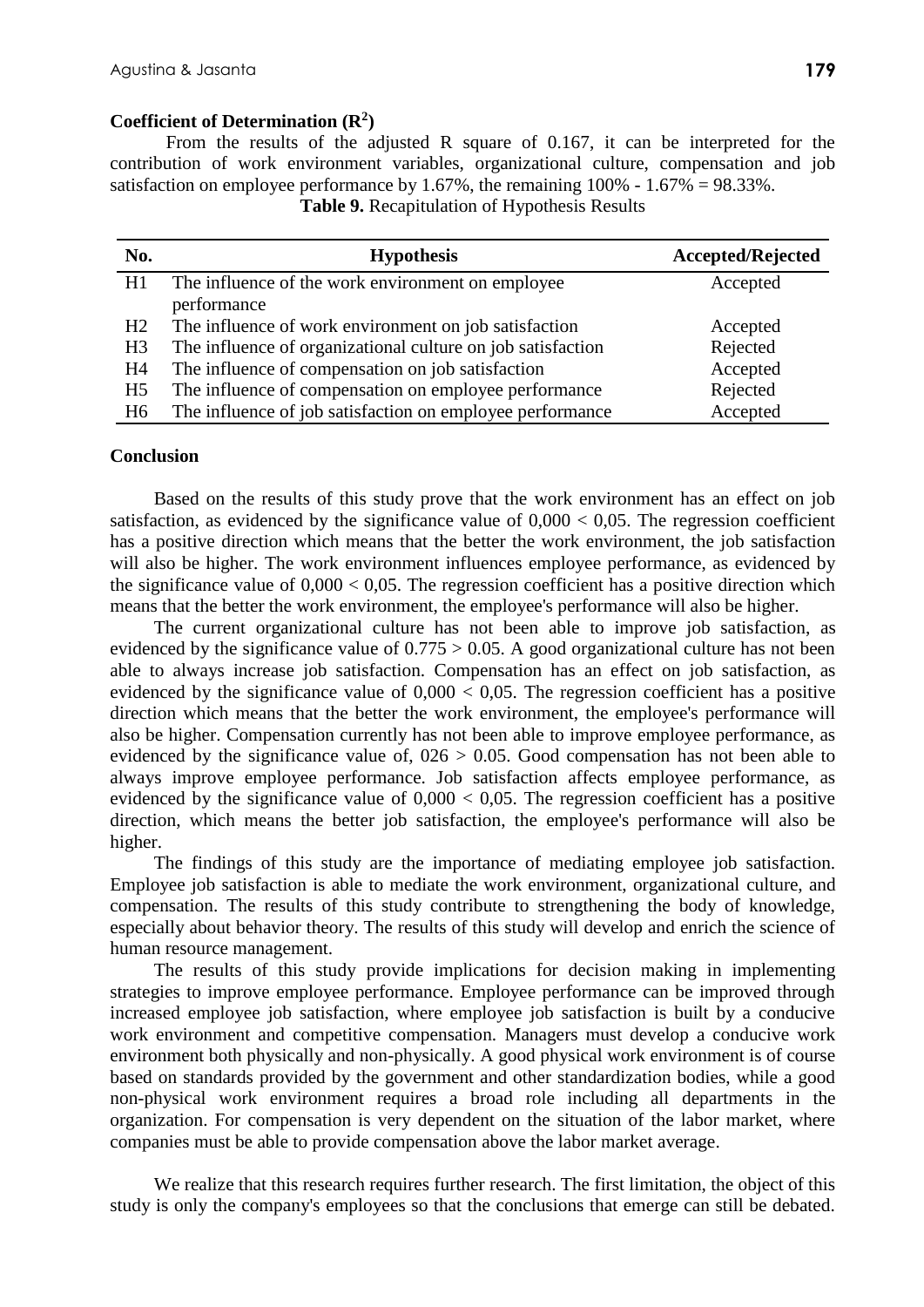### Coefficient of Determination ($R^2$)

From the results of the adjusted R square of 0.167, it can be interpreted for the contribution of work environment variables, organizational culture, compensation and job satisfaction on employee performance by 1.67%, the remaining 100% - 1.67% = 98.33%.

**Table 9.** Recapitulation of Hypothesis Results

| No. | Hypothesis | Accepted/Rejected |
|---|---|---|
| H1 | The influence of the work environment on employee performance | Accepted |
| H2 | The influence of work environment on job satisfaction | Accepted |
| H3 | The influence of organizational culture on job satisfaction | Rejected |
| H4 | The influence of compensation on job satisfaction | Accepted |
| H5 | The influence of compensation on employee performance | Rejected |
| H6 | The influence of job satisfaction on employee performance | Accepted |

### Conclusion

Based on the results of this study prove that the work environment has an effect on job satisfaction, as evidenced by the significance value of 0,000 < 0,05. The regression coefficient has a positive direction which means that the better the work environment, the job satisfaction will also be higher. The work environment influences employee performance, as evidenced by the significance value of 0,000 < 0,05. The regression coefficient has a positive direction which means that the better the work environment, the employee's performance will also be higher.

The current organizational culture has not been able to improve job satisfaction, as evidenced by the significance value of 0.775 > 0.05. A good organizational culture has not been able to always increase job satisfaction. Compensation has an effect on job satisfaction, as evidenced by the significance value of 0,000 < 0,05. The regression coefficient has a positive direction which means that the better the work environment, the employee's performance will also be higher. Compensation currently has not been able to improve employee performance, as evidenced by the significance value of, 026 > 0.05. Good compensation has not been able to always improve employee performance. Job satisfaction affects employee performance, as evidenced by the significance value of 0,000 < 0,05. The regression coefficient has a positive direction, which means the better job satisfaction, the employee's performance will also be higher.

The findings of this study are the importance of mediating employee job satisfaction. Employee job satisfaction is able to mediate the work environment, organizational culture, and compensation. The results of this study contribute to strengthening the body of knowledge, especially about behavior theory. The results of this study will develop and enrich the science of human resource management.

The results of this study provide implications for decision making in implementing strategies to improve employee performance. Employee performance can be improved through increased employee job satisfaction, where employee job satisfaction is built by a conducive work environment and competitive compensation. Managers must develop a conducive work environment both physically and non-physically. A good physical work environment is of course based on standards provided by the government and other standardization bodies, while a good non-physical work environment requires a broad role including all departments in the organization. For compensation is very dependent on the situation of the labor market, where companies must be able to provide compensation above the labor market average.

We realize that this research requires further research. The first limitation, the object of this study is only the company's employees so that the conclusions that emerge can still be debated.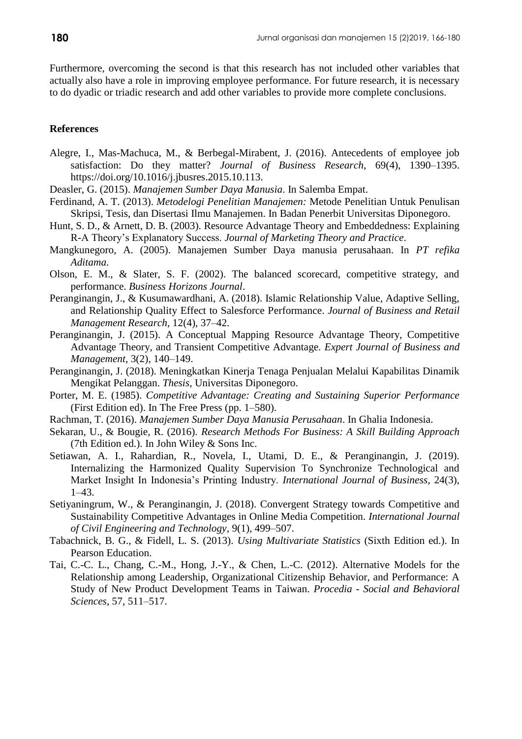Furthermore, overcoming the second is that this research has not included other variables that actually also have a role in improving employee performance. For future research, it is necessary to do dyadic or triadic research and add other variables to provide more complete conclusions.

## References

Alegre, I., Mas-Machuca, M., & Berbegal-Mirabent, J. (2016). Antecedents of employee job satisfaction: Do they matter? *Journal of Business Research*, 69(4), 1390–1395. https://doi.org/10.1016/j.jbusres.2015.10.113.

Deasler, G. (2015). *Manajemen Sumber Daya Manusia*. In Salemba Empat.

Ferdinand, A. T. (2013). *Metodelogi Penelitian Manajemen:* Metode Penelitian Untuk Penulisan Skripsi, Tesis, dan Disertasi Ilmu Manajemen. In Badan Penerbit Universitas Diponegoro.

Hunt, S. D., & Arnett, D. B. (2003). Resource Advantage Theory and Embeddedness: Explaining R-A Theory's Explanatory Success. *Journal of Marketing Theory and Practice*.

Mangkunegoro, A. (2005). Manajemen Sumber Daya manusia perusahaan. In *PT refika Aditama*.

Olson, E. M., & Slater, S. F. (2002). The balanced scorecard, competitive strategy, and performance. *Business Horizons Journal*.

Peranginangin, J., & Kusumawardhani, A. (2018). Islamic Relationship Value, Adaptive Selling, and Relationship Quality Effect to Salesforce Performance. *Journal of Business and Retail Management Research*, 12(4), 37–42.

Peranginangin, J. (2015). A Conceptual Mapping Resource Advantage Theory, Competitive Advantage Theory, and Transient Competitive Advantage. *Expert Journal of Business and Management*, 3(2), 140–149.

Peranginangin, J. (2018). Meningkatkan Kinerja Tenaga Penjualan Melalui Kapabilitas Dinamik Mengikat Pelanggan. *Thesis*, Universitas Diponegoro.

Porter, M. E. (1985). *Competitive Advantage: Creating and Sustaining Superior Performance* (First Edition ed). In The Free Press (pp. 1–580).

Rachman, T. (2016). *Manajemen Sumber Daya Manusia Perusahaan*. In Ghalia Indonesia.

Sekaran, U., & Bougie, R. (2016). *Research Methods For Business: A Skill Building Approach* (7th Edition ed.). In John Wiley & Sons Inc.

Setiawan, A. I., Rahardian, R., Novela, I., Utami, D. E., & Peranginangin, J. (2019). Internalizing the Harmonized Quality Supervision To Synchronize Technological and Market Insight In Indonesia's Printing Industry. *International Journal of Business*, 24(3), 1–43.

Setiyaningrum, W., & Peranginangin, J. (2018). Convergent Strategy towards Competitive and Sustainability Competitive Advantages in Online Media Competition. *International Journal of Civil Engineering and Technology*, 9(1), 499–507.

Tabachnick, B. G., & Fidell, L. S. (2013). *Using Multivariate Statistics* (Sixth Edition ed.). In Pearson Education.

Tai, C.-C. L., Chang, C.-M., Hong, J.-Y., & Chen, L.-C. (2012). Alternative Models for the Relationship among Leadership, Organizational Citizenship Behavior, and Performance: A Study of New Product Development Teams in Taiwan. *Procedia - Social and Behavioral Sciences*, 57, 511–517.